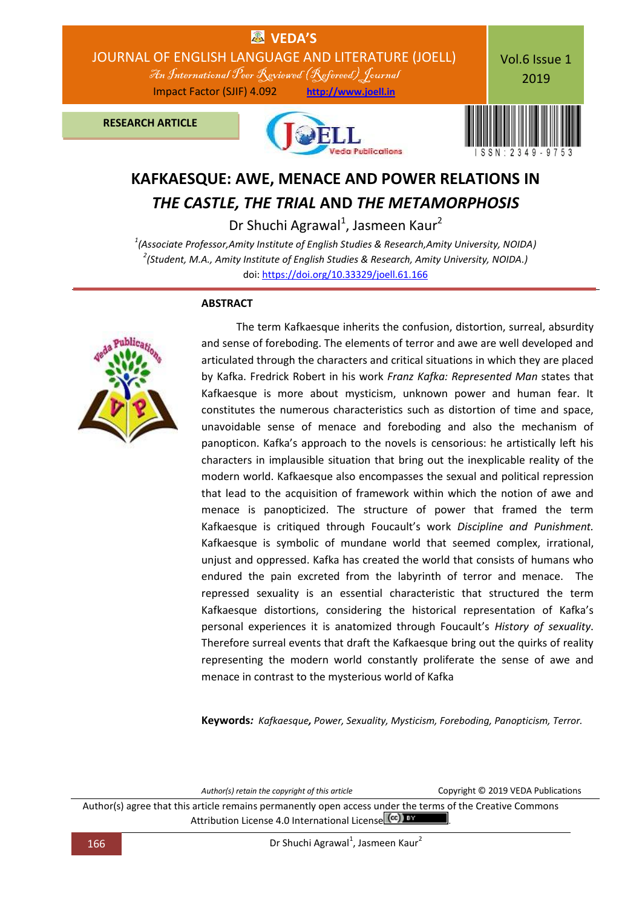RESEARCH ARTICLE

# KAFKAESQUE: AWE, MENACE AND POWER RELATIONS IN *THE CASTLE, THE TRIAL* AND *THE METAMORPHOSIS*

Dr Shuchi Agrawal[1], Jasmeen Kaur[2]

[1](Associate Professor,Amity Institute of English Studies & Research,Amity University, NOIDA)
[2](Student, M.A., Amity Institute of English Studies & Research, Amity University, NOIDA.)

doi: https://doi.org/10.33329/joell.61.166

## ABSTRACT

The term Kafkaesque inherits the confusion, distortion, surreal, absurdity and sense of foreboding. The elements of terror and awe are well developed and articulated through the characters and critical situations in which they are placed by Kafka. Fredrick Robert in his work *Franz Kafka: Represented Man* states that Kafkaesque is more about mysticism, unknown power and human fear. It constitutes the numerous characteristics such as distortion of time and space, unavoidable sense of menace and foreboding and also the mechanism of panopticon. Kafka's approach to the novels is censorious: he artistically left his characters in implausible situation that bring out the inexplicable reality of the modern world. Kafkaesque also encompasses the sexual and political repression that lead to the acquisition of framework within which the notion of awe and menace is panopticized. The structure of power that framed the term Kafkaesque is critiqued through Foucault's work *Discipline and Punishment.* Kafkaesque is symbolic of mundane world that seemed complex, irrational, unjust and oppressed. Kafka has created the world that consists of humans who endured the pain excreted from the labyrinth of terror and menace. The repressed sexuality is an essential characteristic that structured the term Kafkaesque distortions, considering the historical representation of Kafka's personal experiences it is anatomized through Foucault's *History of sexuality*. Therefore surreal events that draft the Kafkaesque bring out the quirks of reality representing the modern world constantly proliferate the sense of awe and menace in contrast to the mysterious world of Kafka

**Keywords***: Kafkaesque**,** Power, Sexuality, Mysticism, Foreboding, Panopticism, Terror.*

*Author(s) retain the copyright of this article*

Copyright © 2019 VEDA Publications

Author(s) agree that this article remains permanently open access under the terms of the Creative Commons Attribution License 4.0 International License.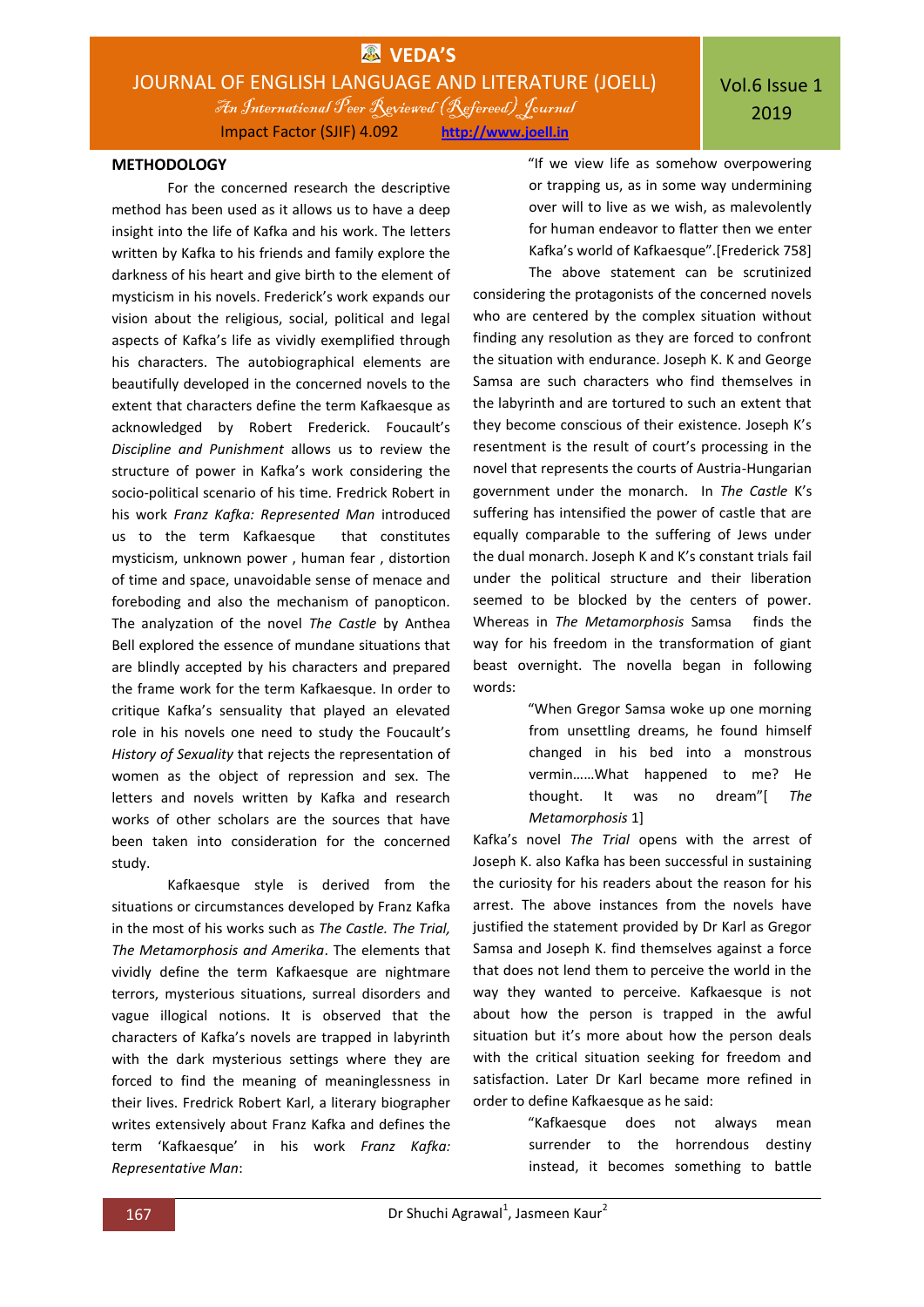## METHODOLOGY

For the concerned research the descriptive method has been used as it allows us to have a deep insight into the life of Kafka and his work. The letters written by Kafka to his friends and family explore the darkness of his heart and give birth to the element of mysticism in his novels. Frederick's work expands our vision about the religious, social, political and legal aspects of Kafka's life as vividly exemplified through his characters. The autobiographical elements are beautifully developed in the concerned novels to the extent that characters define the term Kafkaesque as acknowledged by Robert Frederick. Foucault's *Discipline and Punishment* allows us to review the structure of power in Kafka's work considering the socio-political scenario of his time. Fredrick Robert in his work *Franz Kafka: Represented Man* introduced us to the term Kafkaesque that constitutes mysticism, unknown power , human fear , distortion of time and space, unavoidable sense of menace and foreboding and also the mechanism of panopticon. The analyzation of the novel *The Castle* by Anthea Bell explored the essence of mundane situations that are blindly accepted by his characters and prepared the frame work for the term Kafkaesque. In order to critique Kafka's sensuality that played an elevated role in his novels one need to study the Foucault's *History of Sexuality* that rejects the representation of women as the object of repression and sex. The letters and novels written by Kafka and research works of other scholars are the sources that have been taken into consideration for the concerned study.

Kafkaesque style is derived from the situations or circumstances developed by Franz Kafka in the most of his works such as *The Castle. The Trial, The Metamorphosis and Amerika*. The elements that vividly define the term Kafkaesque are nightmare terrors, mysterious situations, surreal disorders and vague illogical notions. It is observed that the characters of Kafka's novels are trapped in labyrinth with the dark mysterious settings where they are forced to find the meaning of meaninglessness in their lives. Fredrick Robert Karl, a literary biographer writes extensively about Franz Kafka and defines the term 'Kafkaesque' in his work *Franz Kafka: Representative Man*:

> "If we view life as somehow overpowering or trapping us, as in some way undermining over will to live as we wish, as malevolently for human endeavor to flatter then we enter Kafka's world of Kafkaesque".[Frederick 758]

The above statement can be scrutinized considering the protagonists of the concerned novels who are centered by the complex situation without finding any resolution as they are forced to confront the situation with endurance. Joseph K. K and George Samsa are such characters who find themselves in the labyrinth and are tortured to such an extent that they become conscious of their existence. Joseph K's resentment is the result of court's processing in the novel that represents the courts of Austria-Hungarian government under the monarch. In *The Castle* K's suffering has intensified the power of castle that are equally comparable to the suffering of Jews under the dual monarch. Joseph K and K's constant trials fail under the political structure and their liberation seemed to be blocked by the centers of power. Whereas in *The Metamorphosis* Samsa finds the way for his freedom in the transformation of giant beast overnight. The novella began in following words:

> "When Gregor Samsa woke up one morning from unsettling dreams, he found himself changed in his bed into a monstrous vermin……What happened to me? He thought. It was no dream"[ *The Metamorphosis* 1]

Kafka's novel *The Trial* opens with the arrest of Joseph K. also Kafka has been successful in sustaining the curiosity for his readers about the reason for his arrest. The above instances from the novels have justified the statement provided by Dr Karl as Gregor Samsa and Joseph K. find themselves against a force that does not lend them to perceive the world in the way they wanted to perceive. Kafkaesque is not about how the person is trapped in the awful situation but it's more about how the person deals with the critical situation seeking for freedom and satisfaction. Later Dr Karl became more refined in order to define Kafkaesque as he said:

> "Kafkaesque does not always mean surrender to the horrendous destiny instead, it becomes something to battle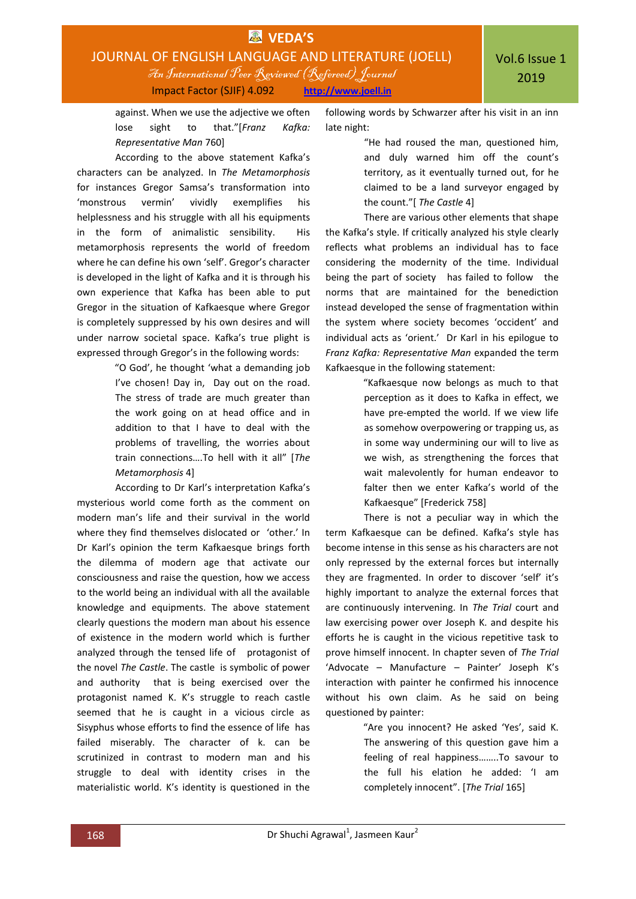against. When we use the adjective we often lose sight to that."[*Franz Kafka: Representative Man* 760]

According to the above statement Kafka's characters can be analyzed. In *The Metamorphosis* for instances Gregor Samsa's transformation into 'monstrous vermin' vividly exemplifies his helplessness and his struggle with all his equipments in the form of animalistic sensibility. His metamorphosis represents the world of freedom where he can define his own 'self'. Gregor's character is developed in the light of Kafka and it is through his own experience that Kafka has been able to put Gregor in the situation of Kafkaesque where Gregor is completely suppressed by his own desires and will under narrow societal space. Kafka's true plight is expressed through Gregor's in the following words:

> "O God', he thought 'what a demanding job I've chosen! Day in, Day out on the road. The stress of trade are much greater than the work going on at head office and in addition to that I have to deal with the problems of travelling, the worries about train connections….To hell with it all" [*The Metamorphosis* 4]

According to Dr Karl's interpretation Kafka's mysterious world come forth as the comment on modern man's life and their survival in the world where they find themselves dislocated or 'other.' In Dr Karl's opinion the term Kafkaesque brings forth the dilemma of modern age that activate our consciousness and raise the question, how we access to the world being an individual with all the available knowledge and equipments. The above statement clearly questions the modern man about his essence of existence in the modern world which is further analyzed through the tensed life of protagonist of the novel *The Castle*. The castle is symbolic of power and authority that is being exercised over the protagonist named K. K's struggle to reach castle seemed that he is caught in a vicious circle as Sisyphus whose efforts to find the essence of life has failed miserably. The character of k. can be scrutinized in contrast to modern man and his struggle to deal with identity crises in the materialistic world. K's identity is questioned in the following words by Schwarzer after his visit in an inn late night:

> "He had roused the man, questioned him, and duly warned him off the count's territory, as it eventually turned out, for he claimed to be a land surveyor engaged by the count."[ *The Castle* 4]

There are various other elements that shape the Kafka's style. If critically analyzed his style clearly reflects what problems an individual has to face considering the modernity of the time. Individual being the part of society has failed to follow the norms that are maintained for the benediction instead developed the sense of fragmentation within the system where society becomes 'occident' and individual acts as 'orient.' Dr Karl in his epilogue to *Franz Kafka: Representative Man* expanded the term Kafkaesque in the following statement:

> "Kafkaesque now belongs as much to that perception as it does to Kafka in effect, we have pre-empted the world. If we view life as somehow overpowering or trapping us, as in some way undermining our will to live as we wish, as strengthening the forces that wait malevolently for human endeavor to falter then we enter Kafka's world of the Kafkaesque" [Frederick 758]

There is not a peculiar way in which the term Kafkaesque can be defined. Kafka's style has become intense in this sense as his characters are not only repressed by the external forces but internally they are fragmented. In order to discover 'self' it's highly important to analyze the external forces that are continuously intervening. In *The Trial* court and law exercising power over Joseph K. and despite his efforts he is caught in the vicious repetitive task to prove himself innocent. In chapter seven of *The Trial* 'Advocate – Manufacture – Painter' Joseph K's interaction with painter he confirmed his innocence without his own claim. As he said on being questioned by painter:

> "Are you innocent? He asked 'Yes', said K. The answering of this question gave him a feeling of real happiness……..To savour to the full his elation he added: 'I am completely innocent". [*The Trial* 165]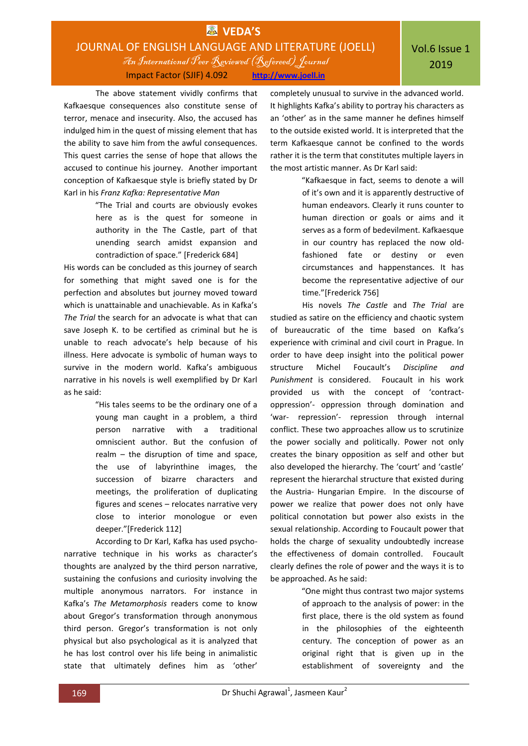The above statement vividly confirms that Kafkaesque consequences also constitute sense of terror, menace and insecurity. Also, the accused has indulged him in the quest of missing element that has the ability to save him from the awful consequences. This quest carries the sense of hope that allows the accused to continue his journey. Another important conception of Kafkaesque style is briefly stated by Dr Karl in his *Franz Kafka: Representative Man*

> "The Trial and courts are obviously evokes here as is the quest for someone in authority in the The Castle, part of that unending search amidst expansion and contradiction of space." [Frederick 684]

His words can be concluded as this journey of search for something that might saved one is for the perfection and absolutes but journey moved toward which is unattainable and unachievable. As in Kafka's *The Trial* the search for an advocate is what that can save Joseph K. to be certified as criminal but he is unable to reach advocate's help because of his illness. Here advocate is symbolic of human ways to survive in the modern world. Kafka's ambiguous narrative in his novels is well exemplified by Dr Karl as he said:

> "His tales seems to be the ordinary one of a young man caught in a problem, a third person narrative with a traditional omniscient author. But the confusion of realm – the disruption of time and space, the use of labyrinthine images, the succession of bizarre characters and meetings, the proliferation of duplicating figures and scenes – relocates narrative very close to interior monologue or even deeper."[Frederick 112]

According to Dr Karl, Kafka has used psycho-narrative technique in his works as character's thoughts are analyzed by the third person narrative, sustaining the confusions and curiosity involving the multiple anonymous narrators. For instance in Kafka's *The Metamorphosis* readers come to know about Gregor's transformation through anonymous third person. Gregor's transformation is not only physical but also psychological as it is analyzed that he has lost control over his life being in animalistic state that ultimately defines him as 'other' completely unusual to survive in the advanced world. It highlights Kafka's ability to portray his characters as an 'other' as in the same manner he defines himself to the outside existed world. It is interpreted that the term Kafkaesque cannot be confined to the words rather it is the term that constitutes multiple layers in the most artistic manner. As Dr Karl said:

> "Kafkaesque in fact, seems to denote a will of it's own and it is apparently destructive of human endeavors. Clearly it runs counter to human direction or goals or aims and it serves as a form of bedevilment. Kafkaesque in our country has replaced the now old-fashioned fate or destiny or even circumstances and happenstances. It has become the representative adjective of our time."[Frederick 756]

His novels *The Castle* and *The Trial* are studied as satire on the efficiency and chaotic system of bureaucratic of the time based on Kafka's experience with criminal and civil court in Prague. In order to have deep insight into the political power structure Michel Foucault's *Discipline and Punishment* is considered. Foucault in his work provided us with the concept of 'contract-oppression'- oppression through domination and 'war- repression'- repression through internal conflict. These two approaches allow us to scrutinize the power socially and politically. Power not only creates the binary opposition as self and other but also developed the hierarchy. The 'court' and 'castle' represent the hierarchal structure that existed during the Austria- Hungarian Empire. In the discourse of power we realize that power does not only have political connotation but power also exists in the sexual relationship. According to Foucault power that holds the charge of sexuality undoubtedly increase the effectiveness of domain controlled. Foucault clearly defines the role of power and the ways it is to be approached. As he said:

> "One might thus contrast two major systems of approach to the analysis of power: in the first place, there is the old system as found in the philosophies of the eighteenth century. The conception of power as an original right that is given up in the establishment of sovereignty and the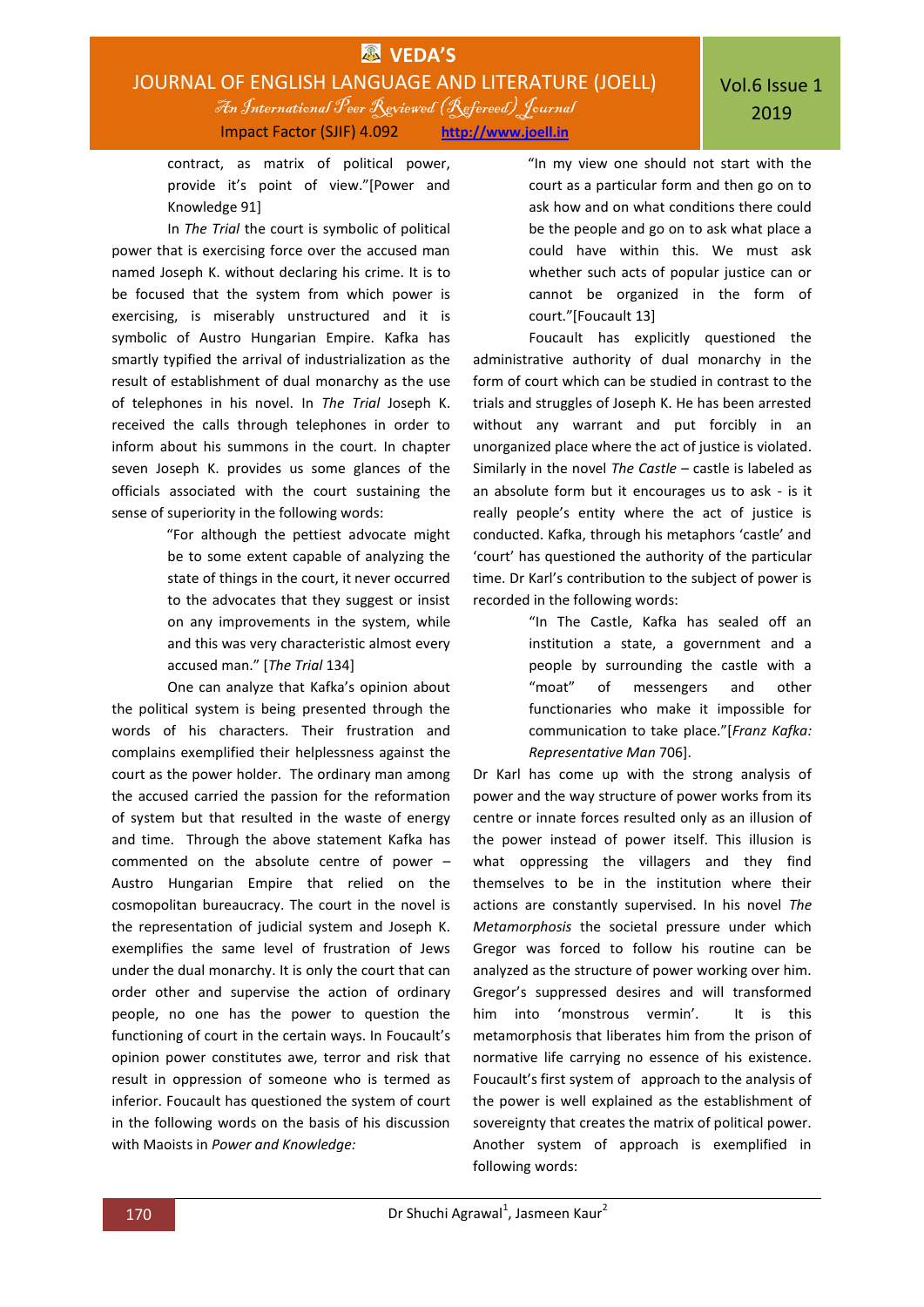contract, as matrix of political power, provide it's point of view."[Power and Knowledge 91]

In *The Trial* the court is symbolic of political power that is exercising force over the accused man named Joseph K. without declaring his crime. It is to be focused that the system from which power is exercising, is miserably unstructured and it is symbolic of Austro Hungarian Empire. Kafka has smartly typified the arrival of industrialization as the result of establishment of dual monarchy as the use of telephones in his novel. In *The Trial* Joseph K. received the calls through telephones in order to inform about his summons in the court. In chapter seven Joseph K. provides us some glances of the officials associated with the court sustaining the sense of superiority in the following words:

> "For although the pettiest advocate might be to some extent capable of analyzing the state of things in the court, it never occurred to the advocates that they suggest or insist on any improvements in the system, while and this was very characteristic almost every accused man." [*The Trial* 134]

One can analyze that Kafka's opinion about the political system is being presented through the words of his characters. Their frustration and complains exemplified their helplessness against the court as the power holder. The ordinary man among the accused carried the passion for the reformation of system but that resulted in the waste of energy and time. Through the above statement Kafka has commented on the absolute centre of power – Austro Hungarian Empire that relied on the cosmopolitan bureaucracy. The court in the novel is the representation of judicial system and Joseph K. exemplifies the same level of frustration of Jews under the dual monarchy. It is only the court that can order other and supervise the action of ordinary people, no one has the power to question the functioning of court in the certain ways. In Foucault's opinion power constitutes awe, terror and risk that result in oppression of someone who is termed as inferior. Foucault has questioned the system of court in the following words on the basis of his discussion with Maoists in *Power and Knowledge:*

> "In my view one should not start with the court as a particular form and then go on to ask how and on what conditions there could be the people and go on to ask what place a could have within this. We must ask whether such acts of popular justice can or cannot be organized in the form of court."[Foucault 13]

Foucault has explicitly questioned the administrative authority of dual monarchy in the form of court which can be studied in contrast to the trials and struggles of Joseph K. He has been arrested without any warrant and put forcibly in an unorganized place where the act of justice is violated. Similarly in the novel *The Castle* – castle is labeled as an absolute form but it encourages us to ask - is it really people's entity where the act of justice is conducted. Kafka, through his metaphors 'castle' and 'court' has questioned the authority of the particular time. Dr Karl's contribution to the subject of power is recorded in the following words:

> "In The Castle, Kafka has sealed off an institution a state, a government and a people by surrounding the castle with a "moat" of messengers and other functionaries who make it impossible for communication to take place."[*Franz Kafka: Representative Man* 706].

Dr Karl has come up with the strong analysis of power and the way structure of power works from its centre or innate forces resulted only as an illusion of the power instead of power itself. This illusion is what oppressing the villagers and they find themselves to be in the institution where their actions are constantly supervised. In his novel *The Metamorphosis* the societal pressure under which Gregor was forced to follow his routine can be analyzed as the structure of power working over him. Gregor's suppressed desires and will transformed him into 'monstrous vermin'. It is this metamorphosis that liberates him from the prison of normative life carrying no essence of his existence. Foucault's first system of approach to the analysis of the power is well explained as the establishment of sovereignty that creates the matrix of political power. Another system of approach is exemplified in following words: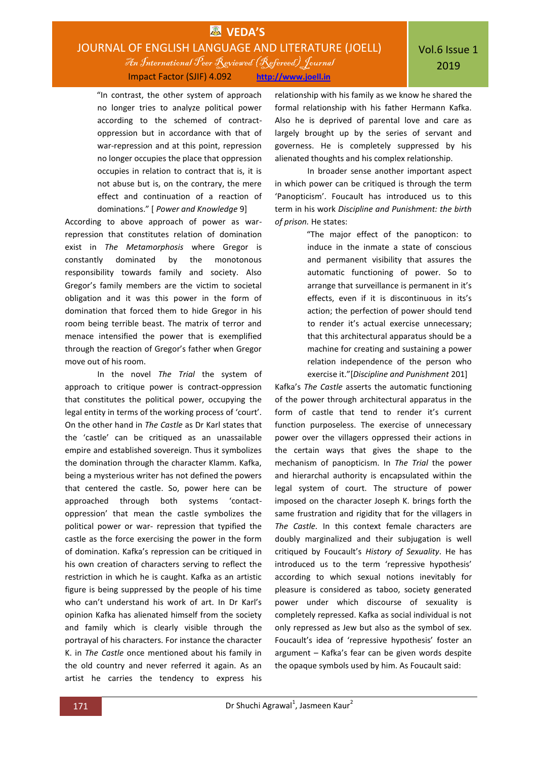> "In contrast, the other system of approach no longer tries to analyze political power according to the schemed of contract-oppression but in accordance with that of war-repression and at this point, repression no longer occupies the place that oppression occupies in relation to contract that is, it is not abuse but is, on the contrary, the mere effect and continuation of a reaction of dominations." [ *Power and Knowledge* 9]

According to above approach of power as war-repression that constitutes relation of domination exist in *The Metamorphosis* where Gregor is constantly dominated by the monotonous responsibility towards family and society. Also Gregor's family members are the victim to societal obligation and it was this power in the form of domination that forced them to hide Gregor in his room being terrible beast. The matrix of terror and menace intensified the power that is exemplified through the reaction of Gregor's father when Gregor move out of his room.

In the novel *The Trial* the system of approach to critique power is contract-oppression that constitutes the political power, occupying the legal entity in terms of the working process of 'court'. On the other hand in *The Castle* as Dr Karl states that the 'castle' can be critiqued as an unassailable empire and established sovereign. Thus it symbolizes the domination through the character Klamm. Kafka, being a mysterious writer has not defined the powers that centered the castle. So, power here can be approached through both systems 'contact-oppression' that mean the castle symbolizes the political power or war- repression that typified the castle as the force exercising the power in the form of domination. Kafka's repression can be critiqued in his own creation of characters serving to reflect the restriction in which he is caught. Kafka as an artistic figure is being suppressed by the people of his time who can't understand his work of art. In Dr Karl's opinion Kafka has alienated himself from the society and family which is clearly visible through the portrayal of his characters. For instance the character K. in *The Castle* once mentioned about his family in the old country and never referred it again. As an artist he carries the tendency to express his relationship with his family as we know he shared the formal relationship with his father Hermann Kafka. Also he is deprived of parental love and care as largely brought up by the series of servant and governess. He is completely suppressed by his alienated thoughts and his complex relationship.

In broader sense another important aspect in which power can be critiqued is through the term 'Panopticism'. Foucault has introduced us to this term in his work *Discipline and Punishment: the birth of prison.* He states:

> "The major effect of the panopticon: to induce in the inmate a state of conscious and permanent visibility that assures the automatic functioning of power. So to arrange that surveillance is permanent in it's effects, even if it is discontinuous in its's action; the perfection of power should tend to render it's actual exercise unnecessary; that this architectural apparatus should be a machine for creating and sustaining a power relation independence of the person who exercise it."[*Discipline and Punishment* 201]

Kafka's *The Castle* asserts the automatic functioning of the power through architectural apparatus in the form of castle that tend to render it's current function purposeless. The exercise of unnecessary power over the villagers oppressed their actions in the certain ways that gives the shape to the mechanism of panopticism. In *The Trial* the power and hierarchal authority is encapsulated within the legal system of court. The structure of power imposed on the character Joseph K. brings forth the same frustration and rigidity that for the villagers in *The Castle.* In this context female characters are doubly marginalized and their subjugation is well critiqued by Foucault's *History of Sexuality*. He has introduced us to the term 'repressive hypothesis' according to which sexual notions inevitably for pleasure is considered as taboo, society generated power under which discourse of sexuality is completely repressed. Kafka as social individual is not only repressed as Jew but also as the symbol of sex. Foucault's idea of 'repressive hypothesis' foster an argument – Kafka's fear can be given words despite the opaque symbols used by him. As Foucault said: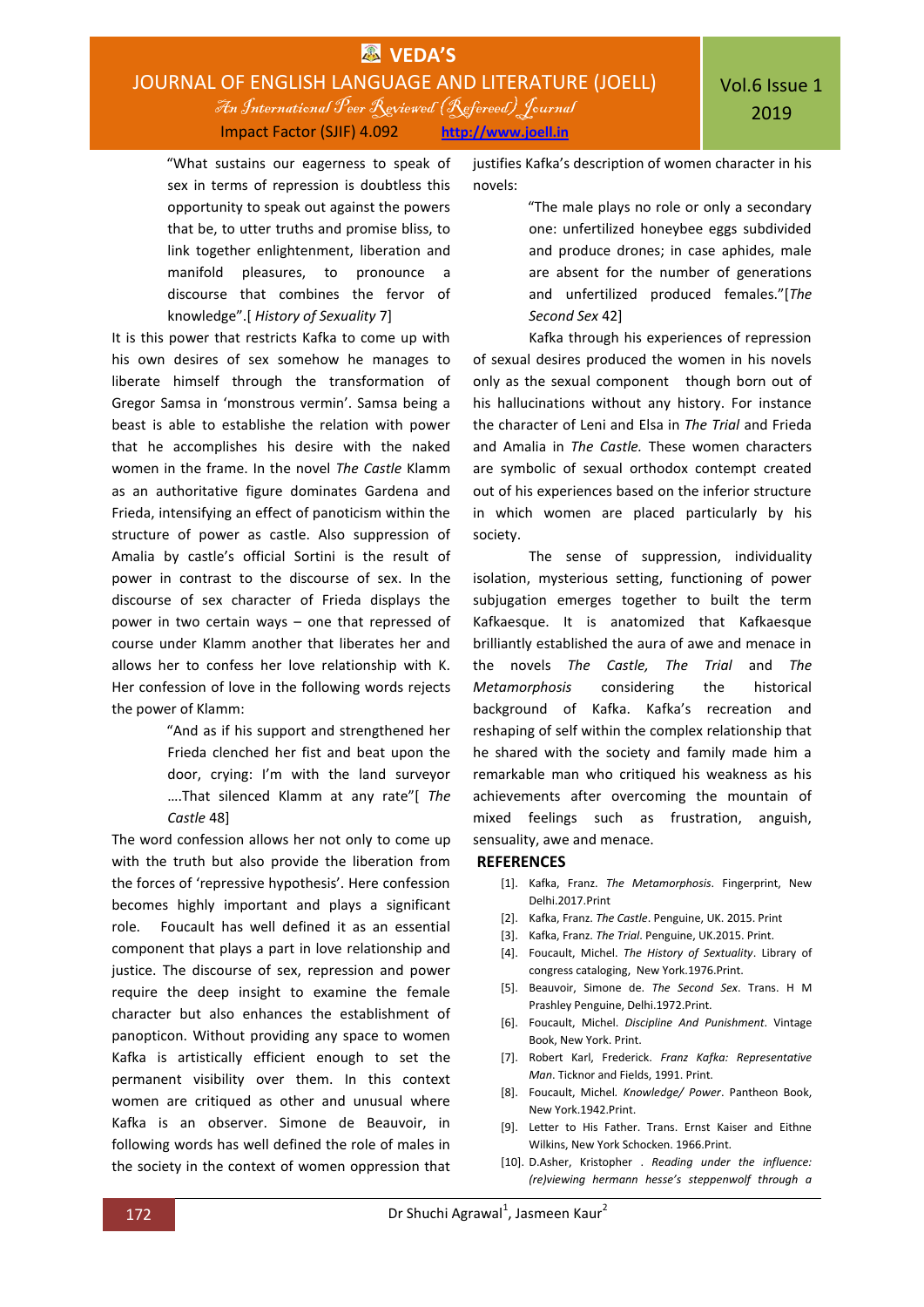> "What sustains our eagerness to speak of sex in terms of repression is doubtless this opportunity to speak out against the powers that be, to utter truths and promise bliss, to link together enlightenment, liberation and manifold pleasures, to pronounce a discourse that combines the fervor of knowledge".[ *History of Sexuality* 7]

It is this power that restricts Kafka to come up with his own desires of sex somehow he manages to liberate himself through the transformation of Gregor Samsa in 'monstrous vermin'. Samsa being a beast is able to establishe the relation with power that he accomplishes his desire with the naked women in the frame. In the novel *The Castle* Klamm as an authoritative figure dominates Gardena and Frieda, intensifying an effect of panoticism within the structure of power as castle. Also suppression of Amalia by castle's official Sortini is the result of power in contrast to the discourse of sex. In the discourse of sex character of Frieda displays the power in two certain ways – one that repressed of course under Klamm another that liberates her and allows her to confess her love relationship with K. Her confession of love in the following words rejects the power of Klamm:

> "And as if his support and strengthened her Frieda clenched her fist and beat upon the door, crying: I'm with the land surveyor ….That silenced Klamm at any rate"[ *The Castle* 48]

The word confession allows her not only to come up with the truth but also provide the liberation from the forces of 'repressive hypothesis'. Here confession becomes highly important and plays a significant role. Foucault has well defined it as an essential component that plays a part in love relationship and justice. The discourse of sex, repression and power require the deep insight to examine the female character but also enhances the establishment of panopticon. Without providing any space to women Kafka is artistically efficient enough to set the permanent visibility over them. In this context women are critiqued as other and unusual where Kafka is an observer. Simone de Beauvoir, in following words has well defined the role of males in the society in the context of women oppression that justifies Kafka's description of women character in his novels:

> "The male plays no role or only a secondary one: unfertilized honeybee eggs subdivided and produce drones; in case aphides, male are absent for the number of generations and unfertilized produced females."[*The Second Sex* 42]

Kafka through his experiences of repression of sexual desires produced the women in his novels only as the sexual component though born out of his hallucinations without any history. For instance the character of Leni and Elsa in *The Trial* and Frieda and Amalia in *The Castle.* These women characters are symbolic of sexual orthodox contempt created out of his experiences based on the inferior structure in which women are placed particularly by his society.

The sense of suppression, individuality isolation, mysterious setting, functioning of power subjugation emerges together to built the term Kafkaesque. It is anatomized that Kafkaesque brilliantly established the aura of awe and menace in the novels *The Castle, The Trial* and *The Metamorphosis* considering the historical background of Kafka. Kafka's recreation and reshaping of self within the complex relationship that he shared with the society and family made him a remarkable man who critiqued his weakness as his achievements after overcoming the mountain of mixed feelings such as frustration, anguish, sensuality, awe and menace.

## REFERENCES

[1]. Kafka, Franz. *The Metamorphosis*. Fingerprint, New Delhi.2017.Print

[2]. Kafka, Franz. *The Castle*. Penguine, UK. 2015. Print

[3]. Kafka, Franz. *The Trial*. Penguine, UK.2015. Print.

[4]. Foucault, Michel. *The History of Sextuality*. Library of congress cataloging, New York.1976.Print.

[5]. Beauvoir, Simone de. *The Second Sex*. Trans. H M Prashley Penguine, Delhi.1972.Print.

[6]. Foucault, Michel. *Discipline And Punishment*. Vintage Book, New York. Print.

[7]. Robert Karl, Frederick. *Franz Kafka: Representative Man*. Ticknor and Fields, 1991. Print.

[8]. Foucault, Michel. *Knowledge/ Power*. Pantheon Book, New York.1942.Print.

[9]. Letter to His Father. Trans. Ernst Kaiser and Eithne Wilkins, New York Schocken. 1966.Print.

[10]. D.Asher, Kristopher . *Reading under the influence: (re)viewing hermann hesse's steppenwolf through a*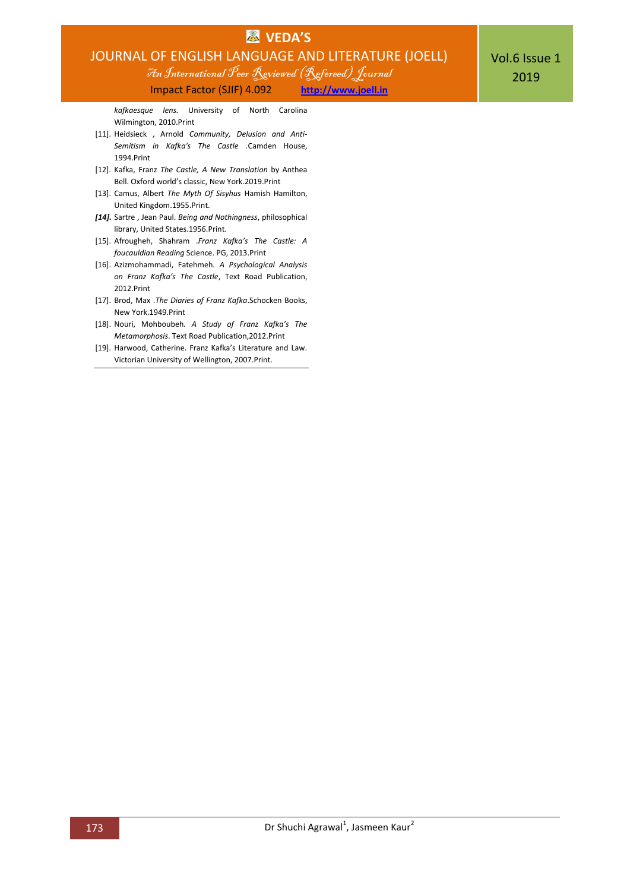*kafkaesque lens.* University of North Carolina Wilmington, 2010.Print

[11]. Heidsieck , Arnold *Community, Delusion and Anti-Semitism in Kafka's The Castle* .Camden House, 1994.Print

[12]. Kafka, Franz *The Castle, A New Translation* by Anthea Bell. Oxford world's classic, New York.2019.Print

[13]. Camus, Albert *The Myth Of Sisyhus* Hamish Hamilton, United Kingdom.1955.Print.

***[14].*** Sartre , Jean Paul. *Being and Nothingness*, philosophical library, United States.1956.Print.

[15]. Afrougheh, Shahram *.Franz Kafka's The Castle: A foucauldian Reading* Science. PG, 2013.Print

[16]. Azizmohammadi, Fatehmeh. *A Psychological Analysis on Franz Kafka's The Castle*, Text Road Publication, 2012.Print

[17]. Brod, Max *.The Diaries of Franz Kafka*.Schocken Books, New York.1949.Print

[18]. Nouri, Mohboubeh. *A Study of Franz Kafka's The Metamorphosis*. Text Road Publication,2012.Print

[19]. Harwood, Catherine. Franz Kafka's Literature and Law. Victorian University of Wellington, 2007.Print.